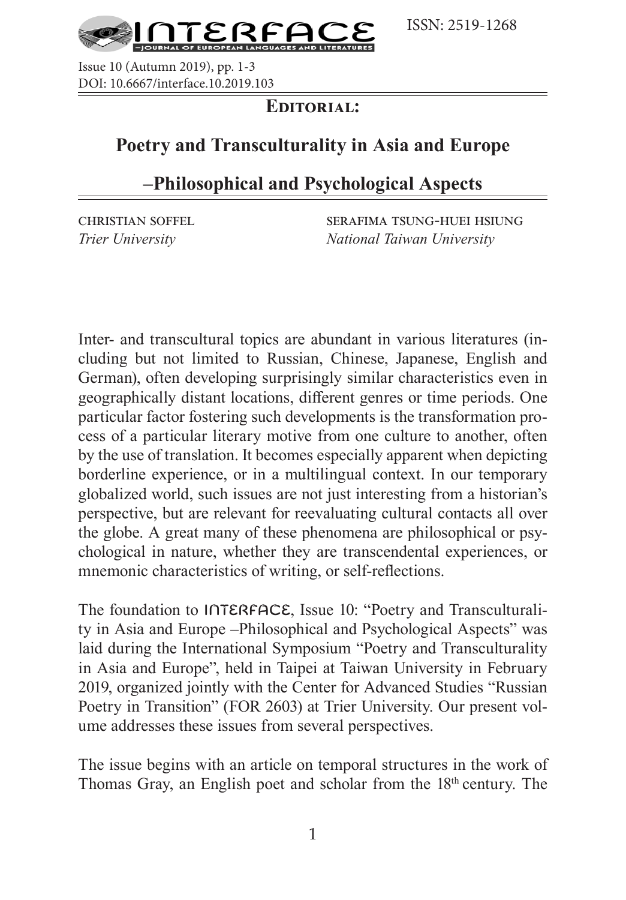ISSN: 2519-1268

**Editorial:**

# Poetry and Transculturality in Asia and Europe –Philosophical and Psychological Aspects

Christian Soffel
*Trier University*

Serafima Tsung-Huei Hsiung
*National Taiwan University*

Inter- and transcultural topics are abundant in various literatures (including but not limited to Russian, Chinese, Japanese, English and German), often developing surprisingly similar characteristics even in geographically distant locations, different genres or time periods. One particular factor fostering such developments is the transformation process of a particular literary motive from one culture to another, often by the use of translation. It becomes especially apparent when depicting borderline experience, or in a multilingual context. In our temporary globalized world, such issues are not just interesting from a historian's perspective, but are relevant for reevaluating cultural contacts all over the globe. A great many of these phenomena are philosophical or psychological in nature, whether they are transcendental experiences, or mnemonic characteristics of writing, or self-reflections.

The foundation to INTERFACE, Issue 10: "Poetry and Transculturality in Asia and Europe –Philosophical and Psychological Aspects" was laid during the International Symposium "Poetry and Transculturality in Asia and Europe", held in Taipei at Taiwan University in February 2019, organized jointly with the Center for Advanced Studies "Russian Poetry in Transition" (FOR 2603) at Trier University. Our present volume addresses these issues from several perspectives.

The issue begins with an article on temporal structures in the work of Thomas Gray, an English poet and scholar from the 18th century. The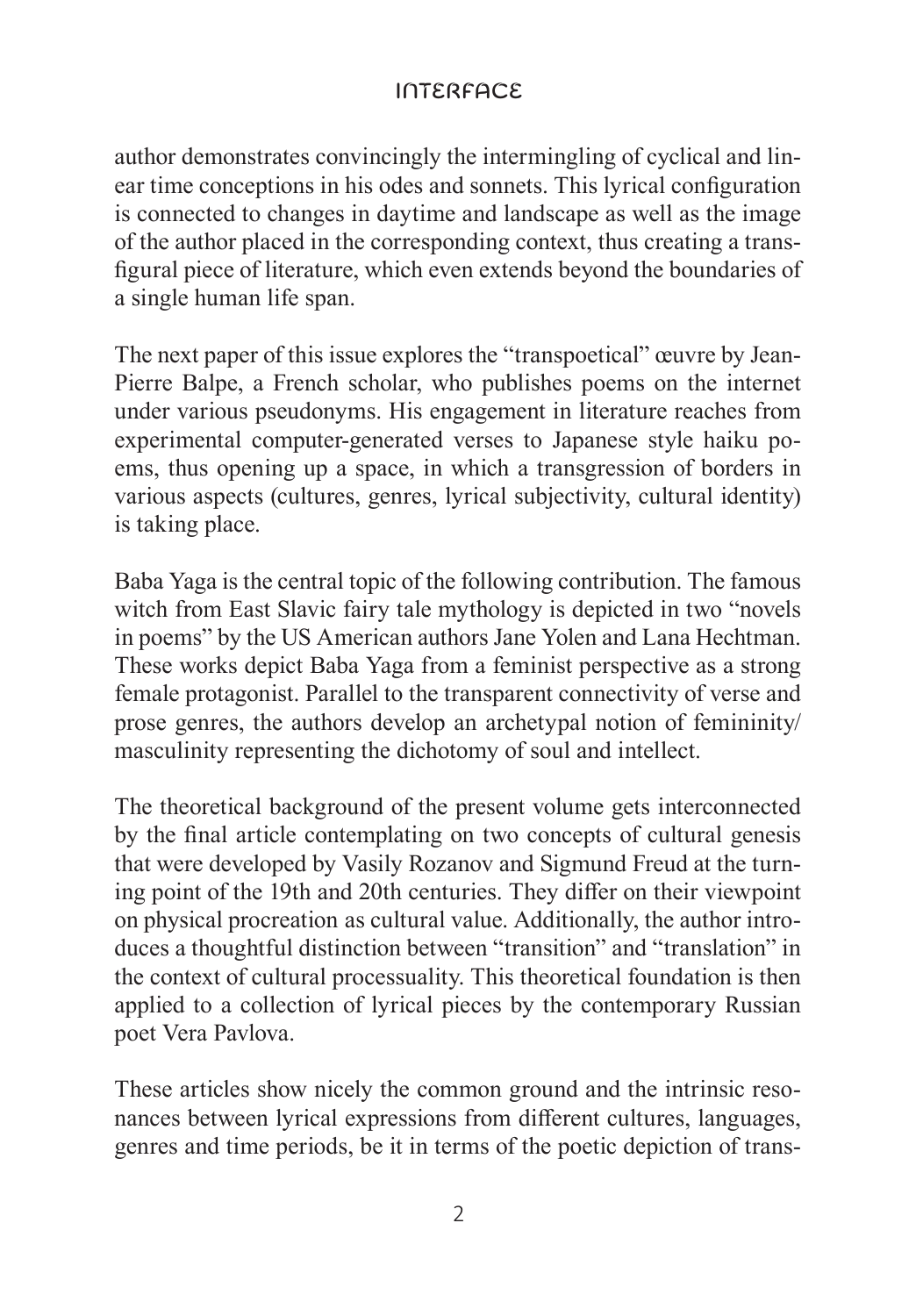author demonstrates convincingly the intermingling of cyclical and linear time conceptions in his odes and sonnets. This lyrical configuration is connected to changes in daytime and landscape as well as the image of the author placed in the corresponding context, thus creating a transfigural piece of literature, which even extends beyond the boundaries of a single human life span.

The next paper of this issue explores the "transpoetical" œuvre by Jean-Pierre Balpe, a French scholar, who publishes poems on the internet under various pseudonyms. His engagement in literature reaches from experimental computer-generated verses to Japanese style haiku poems, thus opening up a space, in which a transgression of borders in various aspects (cultures, genres, lyrical subjectivity, cultural identity) is taking place.

Baba Yaga is the central topic of the following contribution. The famous witch from East Slavic fairy tale mythology is depicted in two "novels in poems" by the US American authors Jane Yolen and Lana Hechtman. These works depict Baba Yaga from a feminist perspective as a strong female protagonist. Parallel to the transparent connectivity of verse and prose genres, the authors develop an archetypal notion of femininity/masculinity representing the dichotomy of soul and intellect.

The theoretical background of the present volume gets interconnected by the final article contemplating on two concepts of cultural genesis that were developed by Vasily Rozanov and Sigmund Freud at the turning point of the 19th and 20th centuries. They differ on their viewpoint on physical procreation as cultural value. Additionally, the author introduces a thoughtful distinction between "transition" and "translation" in the context of cultural processuality. This theoretical foundation is then applied to a collection of lyrical pieces by the contemporary Russian poet Vera Pavlova.

These articles show nicely the common ground and the intrinsic resonances between lyrical expressions from different cultures, languages, genres and time periods, be it in terms of the poetic depiction of trans-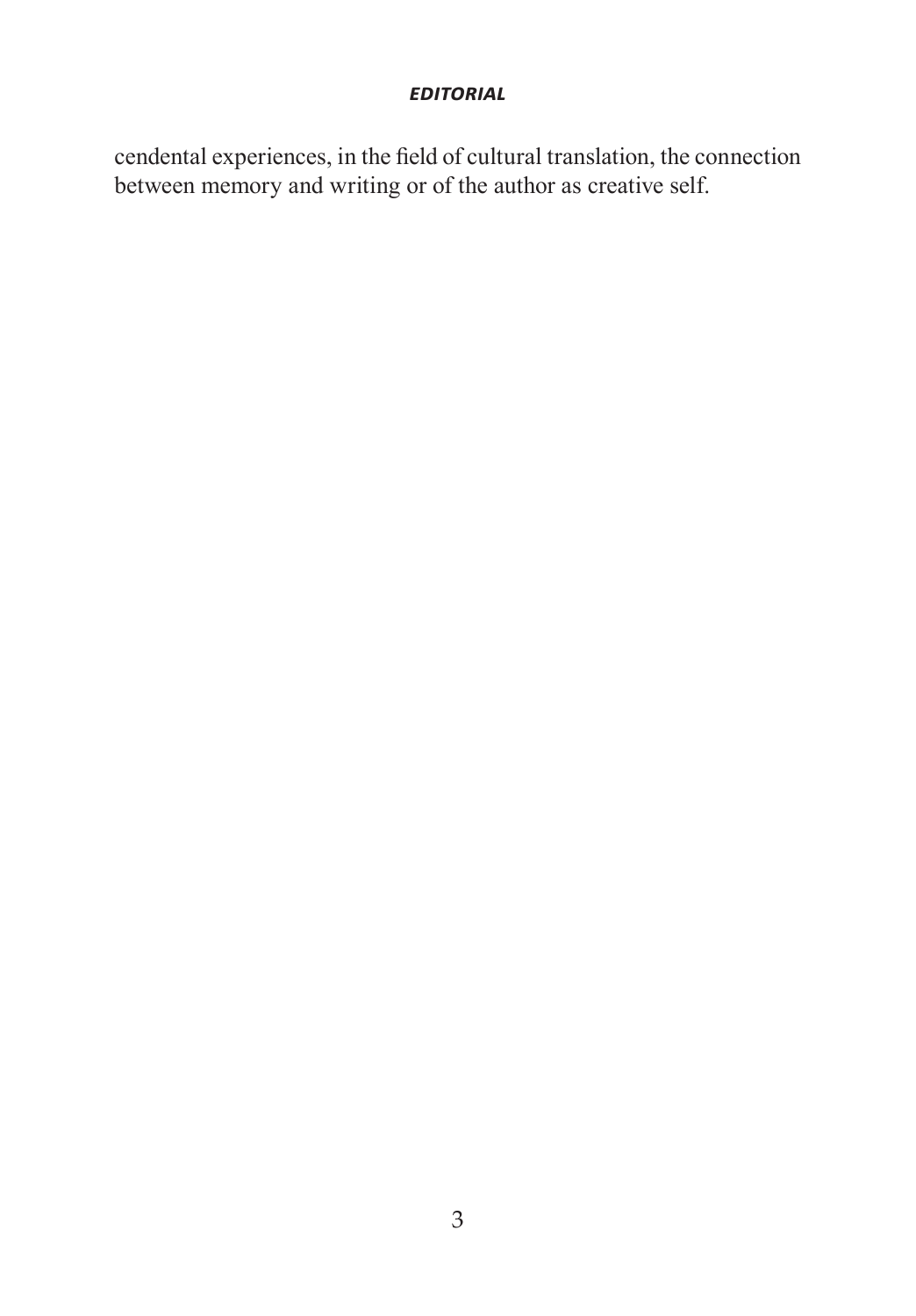cendental experiences, in the field of cultural translation, the connection between memory and writing or of the author as creative self.